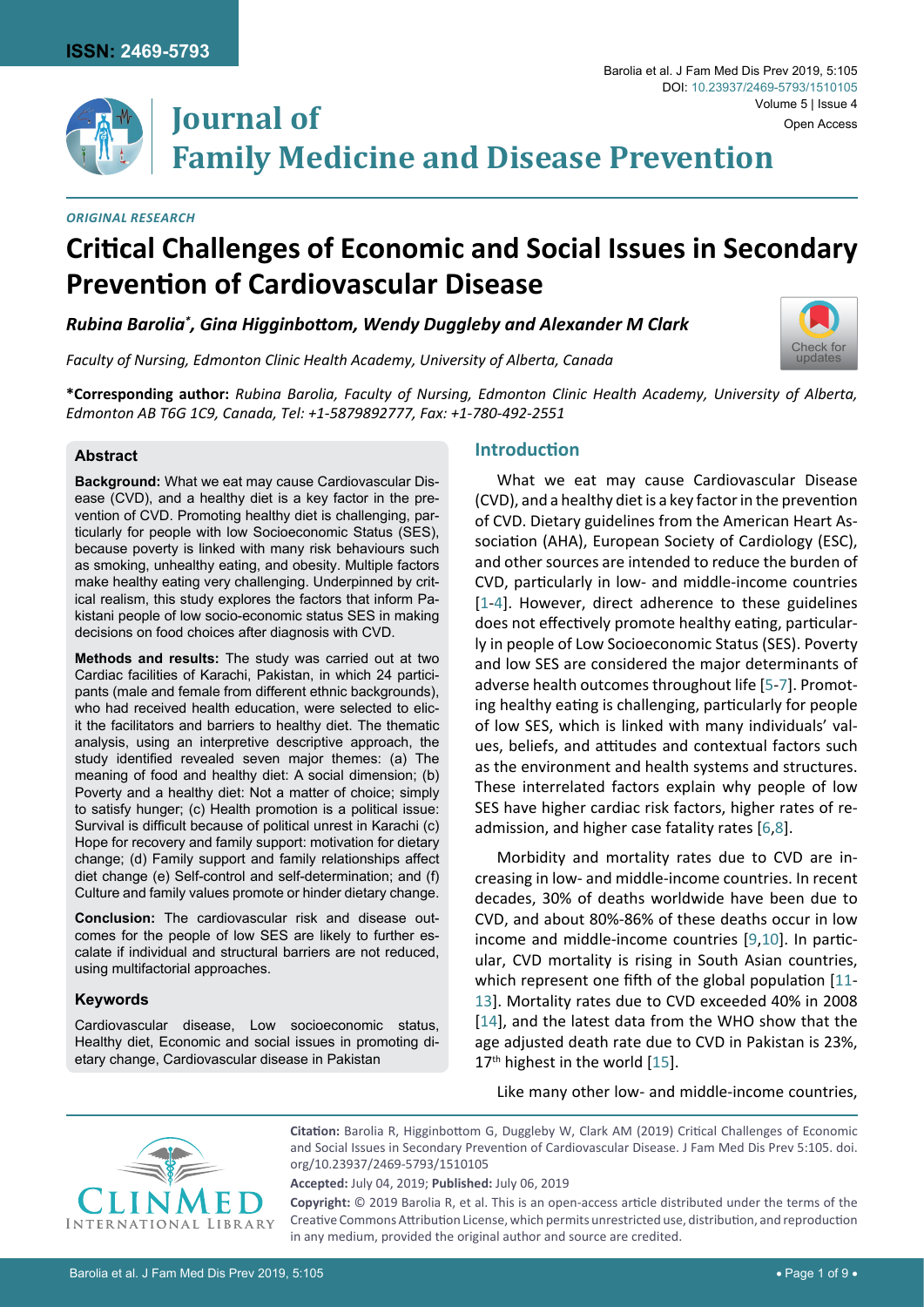ISSN: 2469-5793

# Journal of Family Medicine and Disease Prevention

Open Access

*ORIGINAL RESEARCH*

# Critical Challenges of Economic and Social Issues in Secondary Prevention of Cardiovascular Disease

***Rubina Barolia*, Gina Higginbottom, Wendy Duggleby and Alexander M Clark***

*Faculty of Nursing, Edmonton Clinic Health Academy, University of Alberta, Canada*

**\*Corresponding author:** *Rubina Barolia, Faculty of Nursing, Edmonton Clinic Health Academy, University of Alberta, Edmonton AB T6G 1C9, Canada, Tel: +1-5879892777, Fax: +1-780-492-2551*

### Abstract

**Background:** What we eat may cause Cardiovascular Disease (CVD), and a healthy diet is a key factor in the prevention of CVD. Promoting healthy diet is challenging, particularly for people with low Socioeconomic Status (SES), because poverty is linked with many risk behaviours such as smoking, unhealthy eating, and obesity. Multiple factors make healthy eating very challenging. Underpinned by critical realism, this study explores the factors that inform Pakistani people of low socio-economic status SES in making decisions on food choices after diagnosis with CVD.

**Methods and results:** The study was carried out at two Cardiac facilities of Karachi, Pakistan, in which 24 participants (male and female from different ethnic backgrounds), who had received health education, were selected to elicit the facilitators and barriers to healthy diet. The thematic analysis, using an interpretive descriptive approach, the study identified revealed seven major themes: (a) The meaning of food and healthy diet: A social dimension; (b) Poverty and a healthy diet: Not a matter of choice; simply to satisfy hunger; (c) Health promotion is a political issue: Survival is difficult because of political unrest in Karachi (c) Hope for recovery and family support: motivation for dietary change; (d) Family support and family relationships affect diet change (e) Self-control and self-determination; and (f) Culture and family values promote or hinder dietary change.

**Conclusion:** The cardiovascular risk and disease outcomes for the people of low SES are likely to further escalate if individual and structural barriers are not reduced, using multifactorial approaches.

### Keywords

Cardiovascular disease, Low socioeconomic status, Healthy diet, Economic and social issues in promoting dietary change, Cardiovascular disease in Pakistan

## Introduction

What we eat may cause Cardiovascular Disease (CVD), and a healthy diet is a key factor in the prevention of CVD. Dietary guidelines from the American Heart Association (AHA), European Society of Cardiology (ESC), and other sources are intended to reduce the burden of CVD, particularly in low- and middle-income countries [1-4]. However, direct adherence to these guidelines does not effectively promote healthy eating, particularly in people of Low Socioeconomic Status (SES). Poverty and low SES are considered the major determinants of adverse health outcomes throughout life [5-7]. Promoting healthy eating is challenging, particularly for people of low SES, which is linked with many individuals' values, beliefs, and attitudes and contextual factors such as the environment and health systems and structures. These interrelated factors explain why people of low SES have higher cardiac risk factors, higher rates of readmission, and higher case fatality rates [6,8].

Morbidity and mortality rates due to CVD are increasing in low- and middle-income countries. In recent decades, 30% of deaths worldwide have been due to CVD, and about 80%-86% of these deaths occur in low income and middle-income countries [9,10]. In particular, CVD mortality is rising in South Asian countries, which represent one fifth of the global population [11-13]. Mortality rates due to CVD exceeded 40% in 2008 [14], and the latest data from the WHO show that the age adjusted death rate due to CVD in Pakistan is 23%, 17th highest in the world [15].

Like many other low- and middle-income countries,

**Citation:** Barolia R, Higginbottom G, Duggleby W, Clark AM (2019) Critical Challenges of Economic and Social Issues in Secondary Prevention of Cardiovascular Disease. J Fam Med Dis Prev 5:105. doi.org/10.23937/2469-5793/1510105

**Accepted:** July 04, 2019; **Published:** July 06, 2019

**Copyright:** © 2019 Barolia R, et al. This is an open-access article distributed under the terms of the Creative Commons Attribution License, which permits unrestricted use, distribution, and reproduction in any medium, provided the original author and source are credited.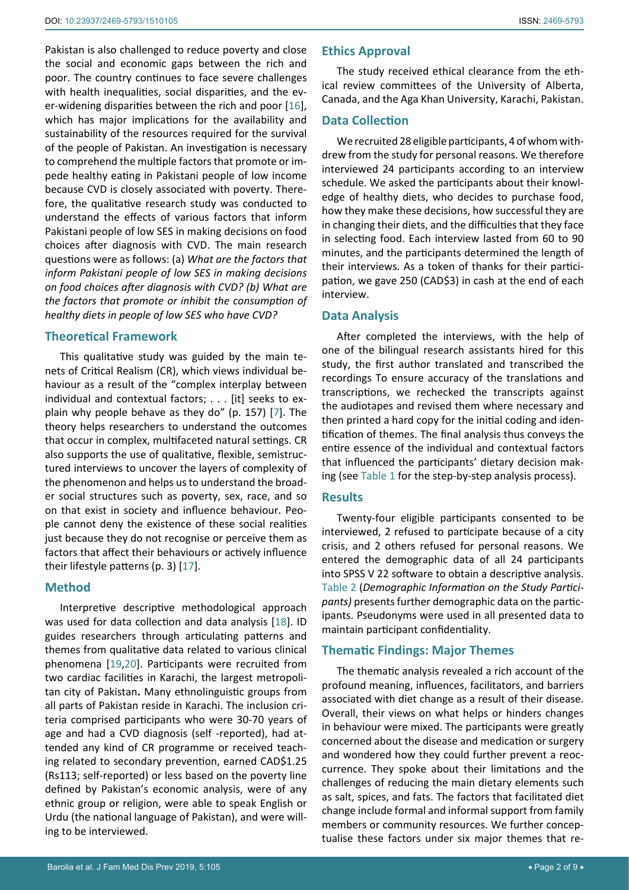Pakistan is also challenged to reduce poverty and close the social and economic gaps between the rich and poor. The country continues to face severe challenges with health inequalities, social disparities, and the ever-widening disparities between the rich and poor [16], which has major implications for the availability and sustainability of the resources required for the survival of the people of Pakistan. An investigation is necessary to comprehend the multiple factors that promote or impede healthy eating in Pakistani people of low income because CVD is closely associated with poverty. Therefore, the qualitative research study was conducted to understand the effects of various factors that inform Pakistani people of low SES in making decisions on food choices after diagnosis with CVD. The main research questions were as follows: (a) *What are the factors that inform Pakistani people of low SES in making decisions on food choices after diagnosis with CVD? (b) What are the factors that promote or inhibit the consumption of healthy diets in people of low SES who have CVD?*

## Theoretical Framework

This qualitative study was guided by the main tenets of Critical Realism (CR), which views individual behaviour as a result of the "complex interplay between individual and contextual factors; . . . [it] seeks to explain why people behave as they do" (p. 157) [7]. The theory helps researchers to understand the outcomes that occur in complex, multifaceted natural settings. CR also supports the use of qualitative, flexible, semistructured interviews to uncover the layers of complexity of the phenomenon and helps us to understand the broader social structures such as poverty, sex, race, and so on that exist in society and influence behaviour. People cannot deny the existence of these social realities just because they do not recognise or perceive them as factors that affect their behaviours or actively influence their lifestyle patterns (p. 3) [17].

## Method

Interpretive descriptive methodological approach was used for data collection and data analysis [18]. ID guides researchers through articulating patterns and themes from qualitative data related to various clinical phenomena [19,20]. Participants were recruited from two cardiac facilities in Karachi, the largest metropolitan city of Pakistan**.** Many ethnolinguistic groups from all parts of Pakistan reside in Karachi. The inclusion criteria comprised participants who were 30-70 years of age and had a CVD diagnosis (self -reported), had attended any kind of CR programme or received teaching related to secondary prevention, earned CAD$1.25 (Rs113; self-reported) or less based on the poverty line defined by Pakistan's economic analysis, were of any ethnic group or religion, were able to speak English or Urdu (the national language of Pakistan), and were willing to be interviewed.

## Ethics Approval

The study received ethical clearance from the ethical review committees of the University of Alberta, Canada, and the Aga Khan University, Karachi, Pakistan.

## Data Collection

We recruited 28 eligible participants, 4 of whom withdrew from the study for personal reasons. We therefore interviewed 24 participants according to an interview schedule. We asked the participants about their knowledge of healthy diets, who decides to purchase food, how they make these decisions, how successful they are in changing their diets, and the difficulties that they face in selecting food. Each interview lasted from 60 to 90 minutes, and the participants determined the length of their interviews. As a token of thanks for their participation, we gave 250 (CAD$3) in cash at the end of each interview.

## Data Analysis

After completed the interviews, with the help of one of the bilingual research assistants hired for this study, the first author translated and transcribed the recordings To ensure accuracy of the translations and transcriptions, we rechecked the transcripts against the audiotapes and revised them where necessary and then printed a hard copy for the initial coding and identification of themes. The final analysis thus conveys the entire essence of the individual and contextual factors that influenced the participants' dietary decision making (see Table 1 for the step-by-step analysis process).

## Results

Twenty-four eligible participants consented to be interviewed, 2 refused to participate because of a city crisis, and 2 others refused for personal reasons. We entered the demographic data of all 24 participants into SPSS V 22 software to obtain a descriptive analysis. Table 2 (*Demographic Information on the Study Participants)* presents further demographic data on the participants. Pseudonyms were used in all presented data to maintain participant confidentiality.

## Thematic Findings: Major Themes

The thematic analysis revealed a rich account of the profound meaning, influences, facilitators, and barriers associated with diet change as a result of their disease. Overall, their views on what helps or hinders changes in behaviour were mixed. The participants were greatly concerned about the disease and medication or surgery and wondered how they could further prevent a reoccurrence. They spoke about their limitations and the challenges of reducing the main dietary elements such as salt, spices, and fats. The factors that facilitated diet change include formal and informal support from family members or community resources. We further conceptualise these factors under six major themes that re-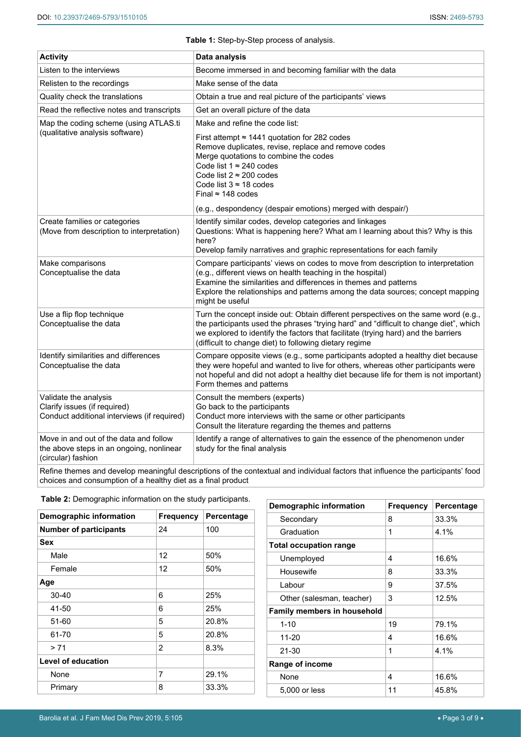**Table 1:** Step-by-Step process of analysis.

| Activity | Data analysis |
|---|---|
| Listen to the interviews | Become immersed in and becoming familiar with the data |
| Relisten to the recordings | Make sense of the data |
| Quality check the translations | Obtain a true and real picture of the participants' views |
| Read the reflective notes and transcripts | Get an overall picture of the data |
| Map the coding scheme (using ATLAS.ti (qualitative analysis software) | Make and refine the code list:<br>First attempt ≈ 1441 quotation for 282 codes<br>Remove duplicates, revise, replace and remove codes<br>Merge quotations to combine the codes<br>Code list 1 ≈ 240 codes<br>Code list 2 ≈ 200 codes<br>Code list 3 ≈ 18 codes<br>Final ≈ 148 codes<br>(e.g., despondency (despair emotions) merged with despair/) |
| Create families or categories (Move from description to interpretation) | Identify similar codes, develop categories and linkages<br>Questions: What is happening here? What am I learning about this? Why is this here?<br>Develop family narratives and graphic representations for each family |
| Make comparisons<br>Conceptualise the data | Compare participants' views on codes to move from description to interpretation (e.g., different views on health teaching in the hospital)<br>Examine the similarities and differences in themes and patterns<br>Explore the relationships and patterns among the data sources; concept mapping might be useful |
| Use a flip flop technique<br>Conceptualise the data | Turn the concept inside out: Obtain different perspectives on the same word (e.g., the participants used the phrases "trying hard" and "difficult to change diet", which we explored to identify the factors that facilitate (trying hard) and the barriers (difficult to change diet) to following dietary regime |
| Identify similarities and differences<br>Conceptualise the data | Compare opposite views (e.g., some participants adopted a healthy diet because they were hopeful and wanted to live for others, whereas other participants were not hopeful and did not adopt a healthy diet because life for them is not important)<br>Form themes and patterns |
| Validate the analysis<br>Clarify issues (if required)<br>Conduct additional interviews (if required) | Consult the members (experts)<br>Go back to the participants<br>Conduct more interviews with the same or other participants<br>Consult the literature regarding the themes and patterns |
| Move in and out of the data and follow the above steps in an ongoing, nonlinear (circular) fashion | Identify a range of alternatives to gain the essence of the phenomenon under study for the final analysis |
| Refine themes and develop meaningful descriptions of the contextual and individual factors that influence the participants' food choices and consumption of a healthy diet as a final product | |

**Table 2:** Demographic information on the study participants.

| Demographic information | Frequency | Percentage |
|---|---|---|
| **Number of participants** | 24 | 100 |
| **Sex** | | |
| Male | 12 | 50% |
| Female | 12 | 50% |
| **Age** | | |
| 30-40 | 6 | 25% |
| 41-50 | 6 | 25% |
| 51-60 | 5 | 20.8% |
| 61-70 | 5 | 20.8% |
| > 71 | 2 | 8.3% |
| **Level of education** | | |
| None | 7 | 29.1% |
| Primary | 8 | 33.3% |
| Secondary | 8 | 33.3% |
| Graduation | 1 | 4.1% |
| **Total occupation range** | | |
| Unemployed | 4 | 16.6% |
| Housewife | 8 | 33.3% |
| Labour | 9 | 37.5% |
| Other (salesman, teacher) | 3 | 12.5% |
| **Family members in household** | | |
| 1-10 | 19 | 79.1% |
| 11-20 | 4 | 16.6% |
| 21-30 | 1 | 4.1% |
| **Range of income** | | |
| None | 4 | 16.6% |
| 5,000 or less | 11 | 45.8% |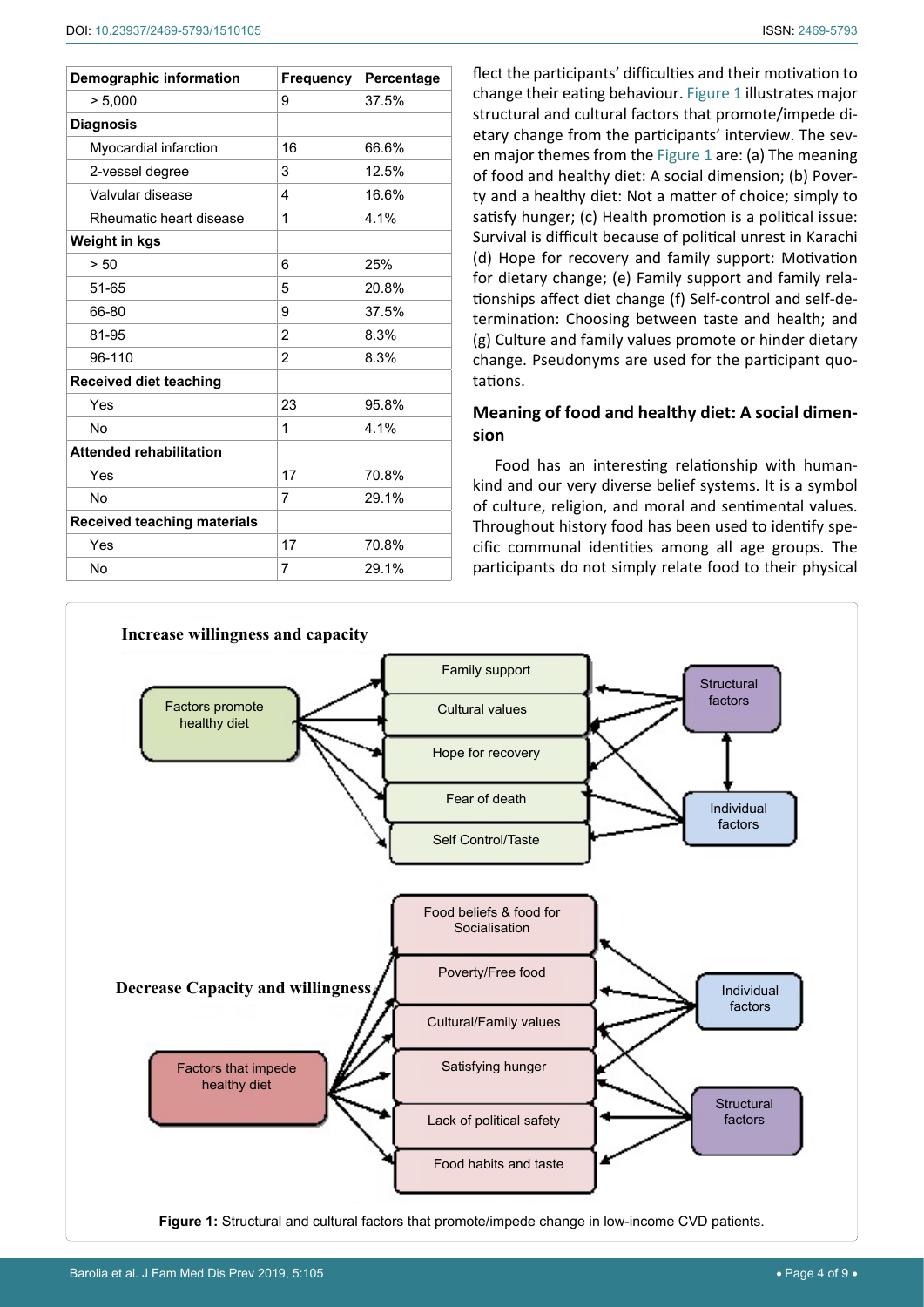| Demographic information | Frequency | Percentage |
|---|---|---|
| > 5,000 | 9 | 37.5% |
| **Diagnosis** | | |
| Myocardial infarction | 16 | 66.6% |
| 2-vessel degree | 3 | 12.5% |
| Valvular disease | 4 | 16.6% |
| Rheumatic heart disease | 1 | 4.1% |
| **Weight in kgs** | | |
| > 50 | 6 | 25% |
| 51-65 | 5 | 20.8% |
| 66-80 | 9 | 37.5% |
| 81-95 | 2 | 8.3% |
| 96-110 | 2 | 8.3% |
| **Received diet teaching** | | |
| Yes | 23 | 95.8% |
| No | 1 | 4.1% |
| **Attended rehabilitation** | | |
| Yes | 17 | 70.8% |
| No | 7 | 29.1% |
| **Received teaching materials** | | |
| Yes | 17 | 70.8% |
| No | 7 | 29.1% |

flect the participants' difficulties and their motivation to change their eating behaviour. Figure 1 illustrates major structural and cultural factors that promote/impede dietary change from the participants' interview. The seven major themes from the Figure 1 are: (a) The meaning of food and healthy diet: A social dimension; (b) Poverty and a healthy diet: Not a matter of choice; simply to satisfy hunger; (c) Health promotion is a political issue: Survival is difficult because of political unrest in Karachi (d) Hope for recovery and family support: Motivation for dietary change; (e) Family support and family relationships affect diet change (f) Self-control and self-determination: Choosing between taste and health; and (g) Culture and family values promote or hinder dietary change. Pseudonyms are used for the participant quotations.

## Meaning of food and healthy diet: A social dimension

Food has an interesting relationship with humankind and our very diverse belief systems. It is a symbol of culture, religion, and moral and sentimental values. Throughout history food has been used to identify specific communal identities among all age groups. The participants do not simply relate food to their physical

**Increase willingness and capacity**

Factors promote healthy diet → Family support; Cultural values; Hope for recovery; Fear of death; Self Control/Taste ← Structural factors ↔ Individual factors

**Decrease Capacity and willingness**

Factors that impede healthy diet → Food beliefs & food for Socialisation; Poverty/Free food; Cultural/Family values; Satisfying hunger; Lack of political safety; Food habits and taste ← Individual factors; Structural factors

**Figure 1:** Structural and cultural factors that promote/impede change in low-income CVD patients.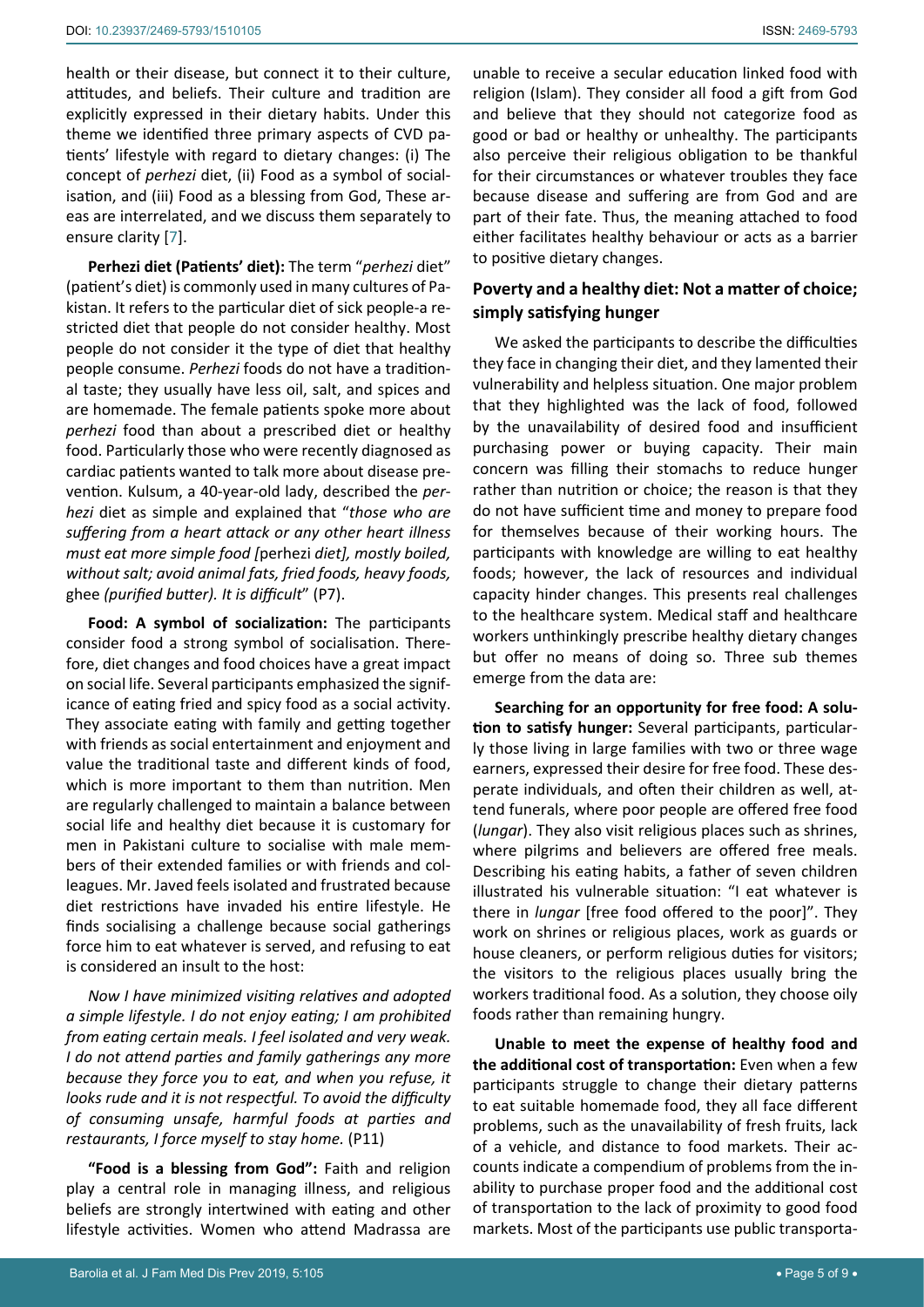health or their disease, but connect it to their culture, attitudes, and beliefs. Their culture and tradition are explicitly expressed in their dietary habits. Under this theme we identified three primary aspects of CVD patients' lifestyle with regard to dietary changes: (i) The concept of *perhezi* diet, (ii) Food as a symbol of socialisation, and (iii) Food as a blessing from God, These areas are interrelated, and we discuss them separately to ensure clarity [7].

**Perhezi diet (Patients' diet):** The term "*perhezi* diet" (patient's diet) is commonly used in many cultures of Pakistan. It refers to the particular diet of sick people-a restricted diet that people do not consider healthy. Most people do not consider it the type of diet that healthy people consume. *Perhezi* foods do not have a traditional taste; they usually have less oil, salt, and spices and are homemade. The female patients spoke more about *perhezi* food than about a prescribed diet or healthy food. Particularly those who were recently diagnosed as cardiac patients wanted to talk more about disease prevention. Kulsum, a 40-year-old lady, described the *perhezi* diet as simple and explained that "*those who are suffering from a heart attack or any other heart illness must eat more simple food [*perhezi *diet], mostly boiled, without salt; avoid animal fats, fried foods, heavy foods,* ghee *(purified butter). It is difficult*" (P7).

**Food: A symbol of socialization:** The participants consider food a strong symbol of socialisation. Therefore, diet changes and food choices have a great impact on social life. Several participants emphasized the significance of eating fried and spicy food as a social activity. They associate eating with family and getting together with friends as social entertainment and enjoyment and value the traditional taste and different kinds of food, which is more important to them than nutrition. Men are regularly challenged to maintain a balance between social life and healthy diet because it is customary for men in Pakistani culture to socialise with male members of their extended families or with friends and colleagues. Mr. Javed feels isolated and frustrated because diet restrictions have invaded his entire lifestyle. He finds socialising a challenge because social gatherings force him to eat whatever is served, and refusing to eat is considered an insult to the host:

*Now I have minimized visiting relatives and adopted a simple lifestyle. I do not enjoy eating; I am prohibited from eating certain meals. I feel isolated and very weak. I do not attend parties and family gatherings any more because they force you to eat, and when you refuse, it looks rude and it is not respectful. To avoid the difficulty of consuming unsafe, harmful foods at parties and restaurants, I force myself to stay home.* (P11)

**"Food is a blessing from God":** Faith and religion play a central role in managing illness, and religious beliefs are strongly intertwined with eating and other lifestyle activities. Women who attend Madrassa are unable to receive a secular education linked food with religion (Islam). They consider all food a gift from God and believe that they should not categorize food as good or bad or healthy or unhealthy. The participants also perceive their religious obligation to be thankful for their circumstances or whatever troubles they face because disease and suffering are from God and are part of their fate. Thus, the meaning attached to food either facilitates healthy behaviour or acts as a barrier to positive dietary changes.

## Poverty and a healthy diet: Not a matter of choice; simply satisfying hunger

We asked the participants to describe the difficulties they face in changing their diet, and they lamented their vulnerability and helpless situation. One major problem that they highlighted was the lack of food, followed by the unavailability of desired food and insufficient purchasing power or buying capacity. Their main concern was filling their stomachs to reduce hunger rather than nutrition or choice; the reason is that they do not have sufficient time and money to prepare food for themselves because of their working hours. The participants with knowledge are willing to eat healthy foods; however, the lack of resources and individual capacity hinder changes. This presents real challenges to the healthcare system. Medical staff and healthcare workers unthinkingly prescribe healthy dietary changes but offer no means of doing so. Three sub themes emerge from the data are:

**Searching for an opportunity for free food: A solution to satisfy hunger:** Several participants, particularly those living in large families with two or three wage earners, expressed their desire for free food. These desperate individuals, and often their children as well, attend funerals, where poor people are offered free food (*lungar*). They also visit religious places such as shrines, where pilgrims and believers are offered free meals. Describing his eating habits, a father of seven children illustrated his vulnerable situation: "I eat whatever is there in *lungar* [free food offered to the poor]". They work on shrines or religious places, work as guards or house cleaners, or perform religious duties for visitors; the visitors to the religious places usually bring the workers traditional food. As a solution, they choose oily foods rather than remaining hungry.

**Unable to meet the expense of healthy food and the additional cost of transportation:** Even when a few participants struggle to change their dietary patterns to eat suitable homemade food, they all face different problems, such as the unavailability of fresh fruits, lack of a vehicle, and distance to food markets. Their accounts indicate a compendium of problems from the inability to purchase proper food and the additional cost of transportation to the lack of proximity to good food markets. Most of the participants use public transporta-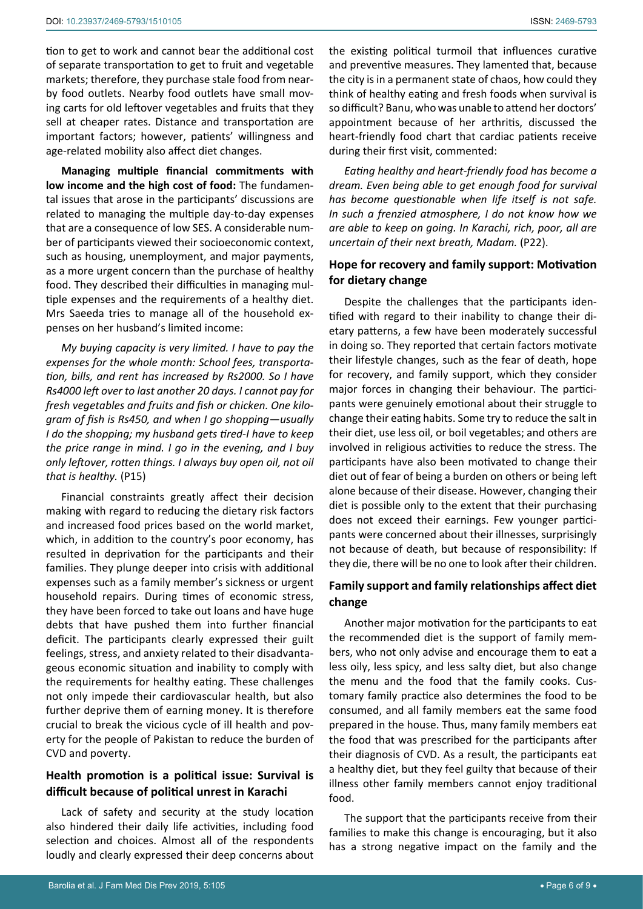tion to get to work and cannot bear the additional cost of separate transportation to get to fruit and vegetable markets; therefore, they purchase stale food from nearby food outlets. Nearby food outlets have small moving carts for old leftover vegetables and fruits that they sell at cheaper rates. Distance and transportation are important factors; however, patients' willingness and age-related mobility also affect diet changes.

**Managing multiple financial commitments with low income and the high cost of food:** The fundamental issues that arose in the participants' discussions are related to managing the multiple day-to-day expenses that are a consequence of low SES. A considerable number of participants viewed their socioeconomic context, such as housing, unemployment, and major payments, as a more urgent concern than the purchase of healthy food. They described their difficulties in managing multiple expenses and the requirements of a healthy diet. Mrs Saeeda tries to manage all of the household expenses on her husband's limited income:

*My buying capacity is very limited. I have to pay the expenses for the whole month: School fees, transportation, bills, and rent has increased by Rs2000. So I have Rs4000 left over to last another 20 days. I cannot pay for fresh vegetables and fruits and fish or chicken. One kilogram of fish is Rs450, and when I go shopping—usually I do the shopping; my husband gets tired-I have to keep the price range in mind. I go in the evening, and I buy only leftover, rotten things. I always buy open oil, not oil that is healthy.* (P15)

Financial constraints greatly affect their decision making with regard to reducing the dietary risk factors and increased food prices based on the world market, which, in addition to the country's poor economy, has resulted in deprivation for the participants and their families. They plunge deeper into crisis with additional expenses such as a family member's sickness or urgent household repairs. During times of economic stress, they have been forced to take out loans and have huge debts that have pushed them into further financial deficit. The participants clearly expressed their guilt feelings, stress, and anxiety related to their disadvantageous economic situation and inability to comply with the requirements for healthy eating. These challenges not only impede their cardiovascular health, but also further deprive them of earning money. It is therefore crucial to break the vicious cycle of ill health and poverty for the people of Pakistan to reduce the burden of CVD and poverty.

## Health promotion is a political issue: Survival is difficult because of political unrest in Karachi

Lack of safety and security at the study location also hindered their daily life activities, including food selection and choices. Almost all of the respondents loudly and clearly expressed their deep concerns about the existing political turmoil that influences curative and preventive measures. They lamented that, because the city is in a permanent state of chaos, how could they think of healthy eating and fresh foods when survival is so difficult? Banu, who was unable to attend her doctors' appointment because of her arthritis, discussed the heart-friendly food chart that cardiac patients receive during their first visit, commented:

*Eating healthy and heart-friendly food has become a dream. Even being able to get enough food for survival has become questionable when life itself is not safe. In such a frenzied atmosphere, I do not know how we are able to keep on going. In Karachi, rich, poor, all are uncertain of their next breath, Madam.* (P22).

## Hope for recovery and family support: Motivation for dietary change

Despite the challenges that the participants identified with regard to their inability to change their dietary patterns, a few have been moderately successful in doing so. They reported that certain factors motivate their lifestyle changes, such as the fear of death, hope for recovery, and family support, which they consider major forces in changing their behaviour. The participants were genuinely emotional about their struggle to change their eating habits. Some try to reduce the salt in their diet, use less oil, or boil vegetables; and others are involved in religious activities to reduce the stress. The participants have also been motivated to change their diet out of fear of being a burden on others or being left alone because of their disease. However, changing their diet is possible only to the extent that their purchasing does not exceed their earnings. Few younger participants were concerned about their illnesses, surprisingly not because of death, but because of responsibility: If they die, there will be no one to look after their children.

## Family support and family relationships affect diet change

Another major motivation for the participants to eat the recommended diet is the support of family members, who not only advise and encourage them to eat a less oily, less spicy, and less salty diet, but also change the menu and the food that the family cooks. Customary family practice also determines the food to be consumed, and all family members eat the same food prepared in the house. Thus, many family members eat the food that was prescribed for the participants after their diagnosis of CVD. As a result, the participants eat a healthy diet, but they feel guilty that because of their illness other family members cannot enjoy traditional food.

The support that the participants receive from their families to make this change is encouraging, but it also has a strong negative impact on the family and the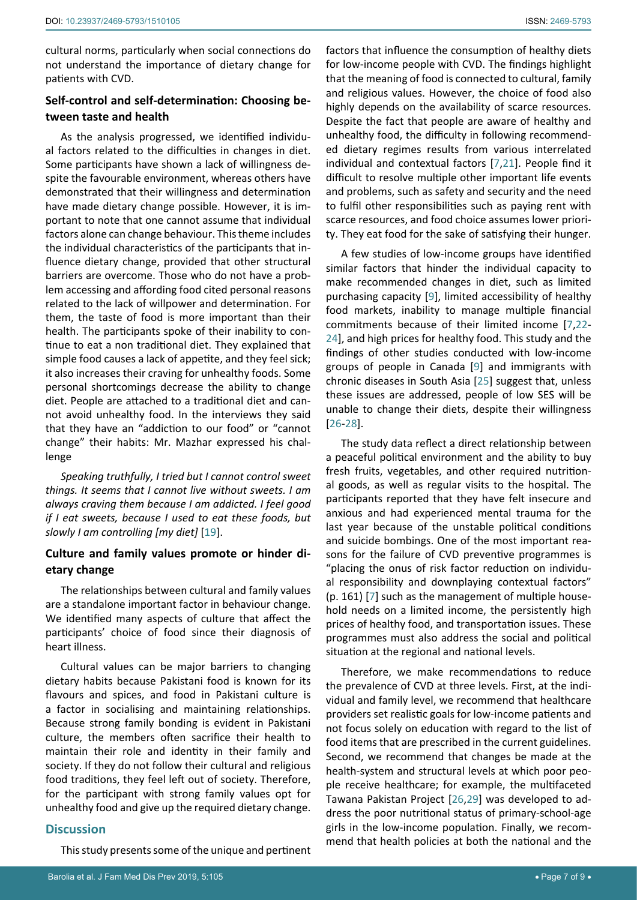cultural norms, particularly when social connections do not understand the importance of dietary change for patients with CVD.

### Self-control and self-determination: Choosing between taste and health

As the analysis progressed, we identified individual factors related to the difficulties in changes in diet. Some participants have shown a lack of willingness despite the favourable environment, whereas others have demonstrated that their willingness and determination have made dietary change possible. However, it is important to note that one cannot assume that individual factors alone can change behaviour. This theme includes the individual characteristics of the participants that influence dietary change, provided that other structural barriers are overcome. Those who do not have a problem accessing and affording food cited personal reasons related to the lack of willpower and determination. For them, the taste of food is more important than their health. The participants spoke of their inability to continue to eat a non traditional diet. They explained that simple food causes a lack of appetite, and they feel sick; it also increases their craving for unhealthy foods. Some personal shortcomings decrease the ability to change diet. People are attached to a traditional diet and cannot avoid unhealthy food. In the interviews they said that they have an "addiction to our food" or "cannot change" their habits: Mr. Mazhar expressed his challenge

*Speaking truthfully, I tried but I cannot control sweet things. It seems that I cannot live without sweets. I am always craving them because I am addicted. I feel good if I eat sweets, because I used to eat these foods, but slowly I am controlling [my diet]* [19].

### Culture and family values promote or hinder dietary change

The relationships between cultural and family values are a standalone important factor in behaviour change. We identified many aspects of culture that affect the participants' choice of food since their diagnosis of heart illness.

Cultural values can be major barriers to changing dietary habits because Pakistani food is known for its flavours and spices, and food in Pakistani culture is a factor in socialising and maintaining relationships. Because strong family bonding is evident in Pakistani culture, the members often sacrifice their health to maintain their role and identity in their family and society. If they do not follow their cultural and religious food traditions, they feel left out of society. Therefore, for the participant with strong family values opt for unhealthy food and give up the required dietary change.

## Discussion

This study presents some of the unique and pertinent factors that influence the consumption of healthy diets for low-income people with CVD. The findings highlight that the meaning of food is connected to cultural, family and religious values. However, the choice of food also highly depends on the availability of scarce resources. Despite the fact that people are aware of healthy and unhealthy food, the difficulty in following recommended dietary regimes results from various interrelated individual and contextual factors [7,21]. People find it difficult to resolve multiple other important life events and problems, such as safety and security and the need to fulfil other responsibilities such as paying rent with scarce resources, and food choice assumes lower priority. They eat food for the sake of satisfying their hunger.

A few studies of low-income groups have identified similar factors that hinder the individual capacity to make recommended changes in diet, such as limited purchasing capacity [9], limited accessibility of healthy food markets, inability to manage multiple financial commitments because of their limited income [7,22-24], and high prices for healthy food. This study and the findings of other studies conducted with low-income groups of people in Canada [9] and immigrants with chronic diseases in South Asia [25] suggest that, unless these issues are addressed, people of low SES will be unable to change their diets, despite their willingness [26-28].

The study data reflect a direct relationship between a peaceful political environment and the ability to buy fresh fruits, vegetables, and other required nutritional goods, as well as regular visits to the hospital. The participants reported that they have felt insecure and anxious and had experienced mental trauma for the last year because of the unstable political conditions and suicide bombings. One of the most important reasons for the failure of CVD preventive programmes is "placing the onus of risk factor reduction on individual responsibility and downplaying contextual factors" (p. 161) [7] such as the management of multiple household needs on a limited income, the persistently high prices of healthy food, and transportation issues. These programmes must also address the social and political situation at the regional and national levels.

Therefore, we make recommendations to reduce the prevalence of CVD at three levels. First, at the individual and family level, we recommend that healthcare providers set realistic goals for low-income patients and not focus solely on education with regard to the list of food items that are prescribed in the current guidelines. Second, we recommend that changes be made at the health-system and structural levels at which poor people receive healthcare; for example, the multifaceted Tawana Pakistan Project [26,29] was developed to address the poor nutritional status of primary-school-age girls in the low-income population. Finally, we recommend that health policies at both the national and the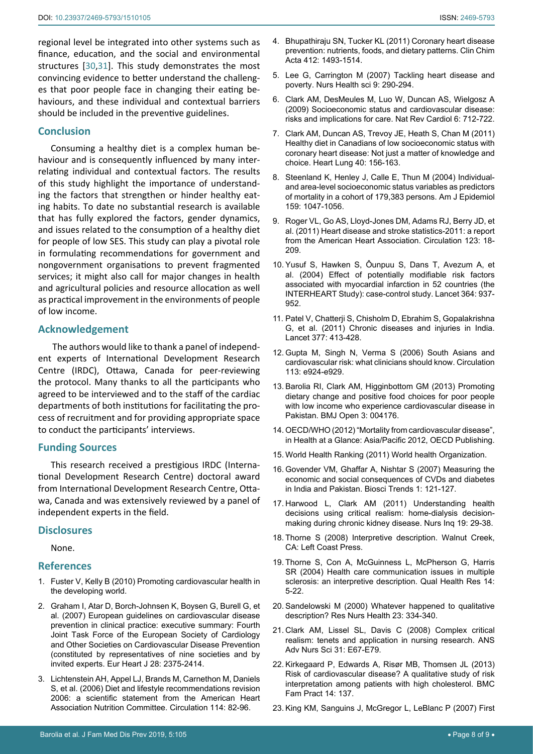regional level be integrated into other systems such as finance, education, and the social and environmental structures [30,31]. This study demonstrates the most convincing evidence to better understand the challenges that poor people face in changing their eating behaviours, and these individual and contextual barriers should be included in the preventive guidelines.

## Conclusion

Consuming a healthy diet is a complex human behaviour and is consequently influenced by many interrelating individual and contextual factors. The results of this study highlight the importance of understanding the factors that strengthen or hinder healthy eating habits. To date no substantial research is available that has fully explored the factors, gender dynamics, and issues related to the consumption of a healthy diet for people of low SES. This study can play a pivotal role in formulating recommendations for government and nongovernment organisations to prevent fragmented services; it might also call for major changes in health and agricultural policies and resource allocation as well as practical improvement in the environments of people of low income.

## Acknowledgement

The authors would like to thank a panel of independent experts of International Development Research Centre (IRDC), Ottawa, Canada for peer-reviewing the protocol. Many thanks to all the participants who agreed to be interviewed and to the staff of the cardiac departments of both institutions for facilitating the process of recruitment and for providing appropriate space to conduct the participants' interviews.

## Funding Sources

This research received a prestigious IRDC (International Development Research Centre) doctoral award from International Development Research Centre, Ottawa, Canada and was extensively reviewed by a panel of independent experts in the field.

## Disclosures

None.

## References

1. Fuster V, Kelly B (2010) Promoting cardiovascular health in the developing world.
2. Graham I, Atar D, Borch-Johnsen K, Boysen G, Burell G, et al. (2007) European guidelines on cardiovascular disease prevention in clinical practice: executive summary: Fourth Joint Task Force of the European Society of Cardiology and Other Societies on Cardiovascular Disease Prevention (constituted by representatives of nine societies and by invited experts. Eur Heart J 28: 2375-2414.
3. Lichtenstein AH, Appel LJ, Brands M, Carnethon M, Daniels S, et al. (2006) Diet and lifestyle recommendations revision 2006: a scientific statement from the American Heart Association Nutrition Committee. Circulation 114: 82-96.
4. Bhupathiraju SN, Tucker KL (2011) Coronary heart disease prevention: nutrients, foods, and dietary patterns. Clin Chim Acta 412: 1493-1514.
5. Lee G, Carrington M (2007) Tackling heart disease and poverty. Nurs Health sci 9: 290-294.
6. Clark AM, DesMeules M, Luo W, Duncan AS, Wielgosz A (2009) Socioeconomic status and cardiovascular disease: risks and implications for care. Nat Rev Cardiol 6: 712-722.
7. Clark AM, Duncan AS, Trevoy JE, Heath S, Chan M (2011) Healthy diet in Canadians of low socioeconomic status with coronary heart disease: Not just a matter of knowledge and choice. Heart Lung 40: 156-163.
8. Steenland K, Henley J, Calle E, Thun M (2004) Individual- and area-level socioeconomic status variables as predictors of mortality in a cohort of 179,383 persons. Am J Epidemiol 159: 1047-1056.
9. Roger VL, Go AS, Lloyd-Jones DM, Adams RJ, Berry JD, et al. (2011) Heart disease and stroke statistics-2011: a report from the American Heart Association. Circulation 123: 18-209.
10. Yusuf S, Hawken S, Ôunpuu S, Dans T, Avezum A, et al. (2004) Effect of potentially modifiable risk factors associated with myocardial infarction in 52 countries (the INTERHEART Study): case-control study. Lancet 364: 937-952.
11. Patel V, Chatterji S, Chisholm D, Ebrahim S, Gopalakrishna G, et al. (2011) Chronic diseases and injuries in India. Lancet 377: 413-428.
12. Gupta M, Singh N, Verma S (2006) South Asians and cardiovascular risk: what clinicians should know. Circulation 113: e924-e929.
13. Barolia RI, Clark AM, Higginbottom GM (2013) Promoting dietary change and positive food choices for poor people with low income who experience cardiovascular disease in Pakistan. BMJ Open 3: 004176.
14. OECD/WHO (2012) "Mortality from cardiovascular disease", in Health at a Glance: Asia/Pacific 2012, OECD Publishing.
15. World Health Ranking (2011) World health Organization.
16. Govender VM, Ghaffar A, Nishtar S (2007) Measuring the economic and social consequences of CVDs and diabetes in India and Pakistan. Biosci Trends 1: 121-127.
17. Harwood L, Clark AM (2011) Understanding health decisions using critical realism: home-dialysis decision-making during chronic kidney disease. Nurs Inq 19: 29-38.
18. Thorne S (2008) Interpretive description. Walnut Creek, CA: Left Coast Press.
19. Thorne S, Con A, McGuinness L, McPherson G, Harris SR (2004) Health care communication issues in multiple sclerosis: an interpretive description. Qual Health Res 14: 5-22.
20. Sandelowski M (2000) Whatever happened to qualitative description? Res Nurs Health 23: 334-340.
21. Clark AM, Lissel SL, Davis C (2008) Complex critical realism: tenets and application in nursing research. ANS Adv Nurs Sci 31: E67-E79.
22. Kirkegaard P, Edwards A, Risør MB, Thomsen JL (2013) Risk of cardiovascular disease? A qualitative study of risk interpretation among patients with high cholesterol. BMC Fam Pract 14: 137.
23. King KM, Sanguins J, McGregor L, LeBlanc P (2007) First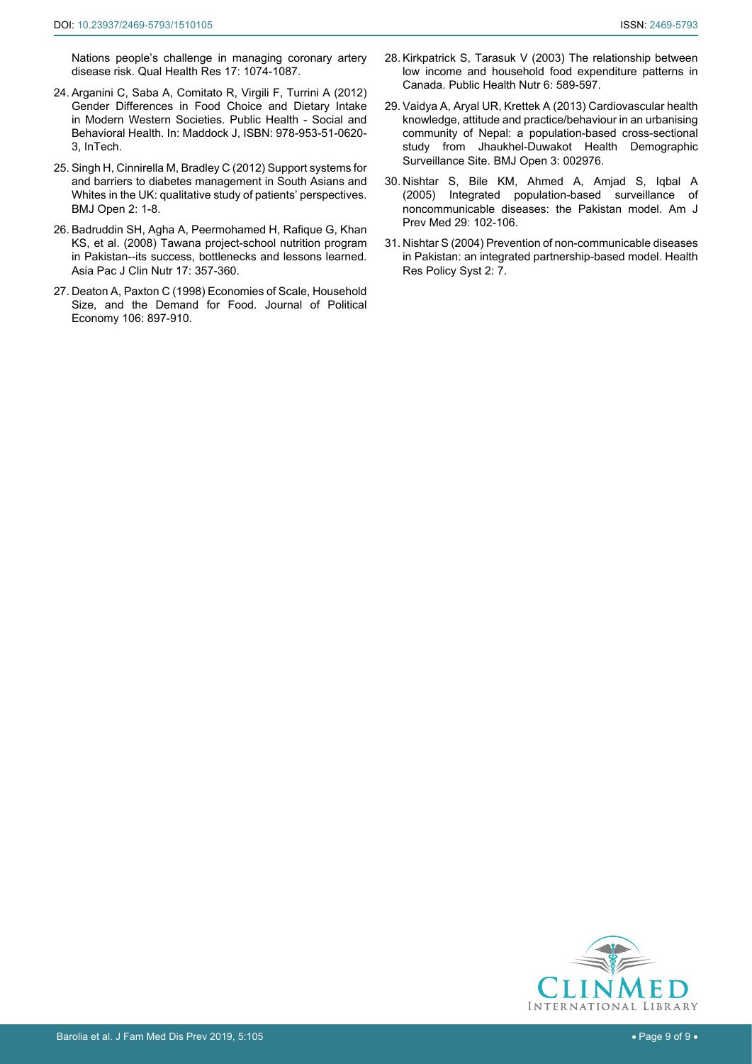Nations people's challenge in managing coronary artery disease risk. Qual Health Res 17: 1074-1087.

24. Arganini C, Saba A, Comitato R, Virgili F, Turrini A (2012) Gender Differences in Food Choice and Dietary Intake in Modern Western Societies. Public Health - Social and Behavioral Health. In: Maddock J, ISBN: 978-953-51-0620-3, InTech.
25. Singh H, Cinnirella M, Bradley C (2012) Support systems for and barriers to diabetes management in South Asians and Whites in the UK: qualitative study of patients' perspectives. BMJ Open 2: 1-8.
26. Badruddin SH, Agha A, Peermohamed H, Rafique G, Khan KS, et al. (2008) Tawana project-school nutrition program in Pakistan--its success, bottlenecks and lessons learned. Asia Pac J Clin Nutr 17: 357-360.
27. Deaton A, Paxton C (1998) Economies of Scale, Household Size, and the Demand for Food. Journal of Political Economy 106: 897-910.
28. Kirkpatrick S, Tarasuk V (2003) The relationship between low income and household food expenditure patterns in Canada. Public Health Nutr 6: 589-597.
29. Vaidya A, Aryal UR, Krettek A (2013) Cardiovascular health knowledge, attitude and practice/behaviour in an urbanising community of Nepal: a population-based cross-sectional study from Jhaukhel-Duwakot Health Demographic Surveillance Site. BMJ Open 3: 002976.
30. Nishtar S, Bile KM, Ahmed A, Amjad S, Iqbal A (2005) Integrated population-based surveillance of noncommunicable diseases: the Pakistan model. Am J Prev Med 29: 102-106.
31. Nishtar S (2004) Prevention of non-communicable diseases in Pakistan: an integrated partnership-based model. Health Res Policy Syst 2: 7.